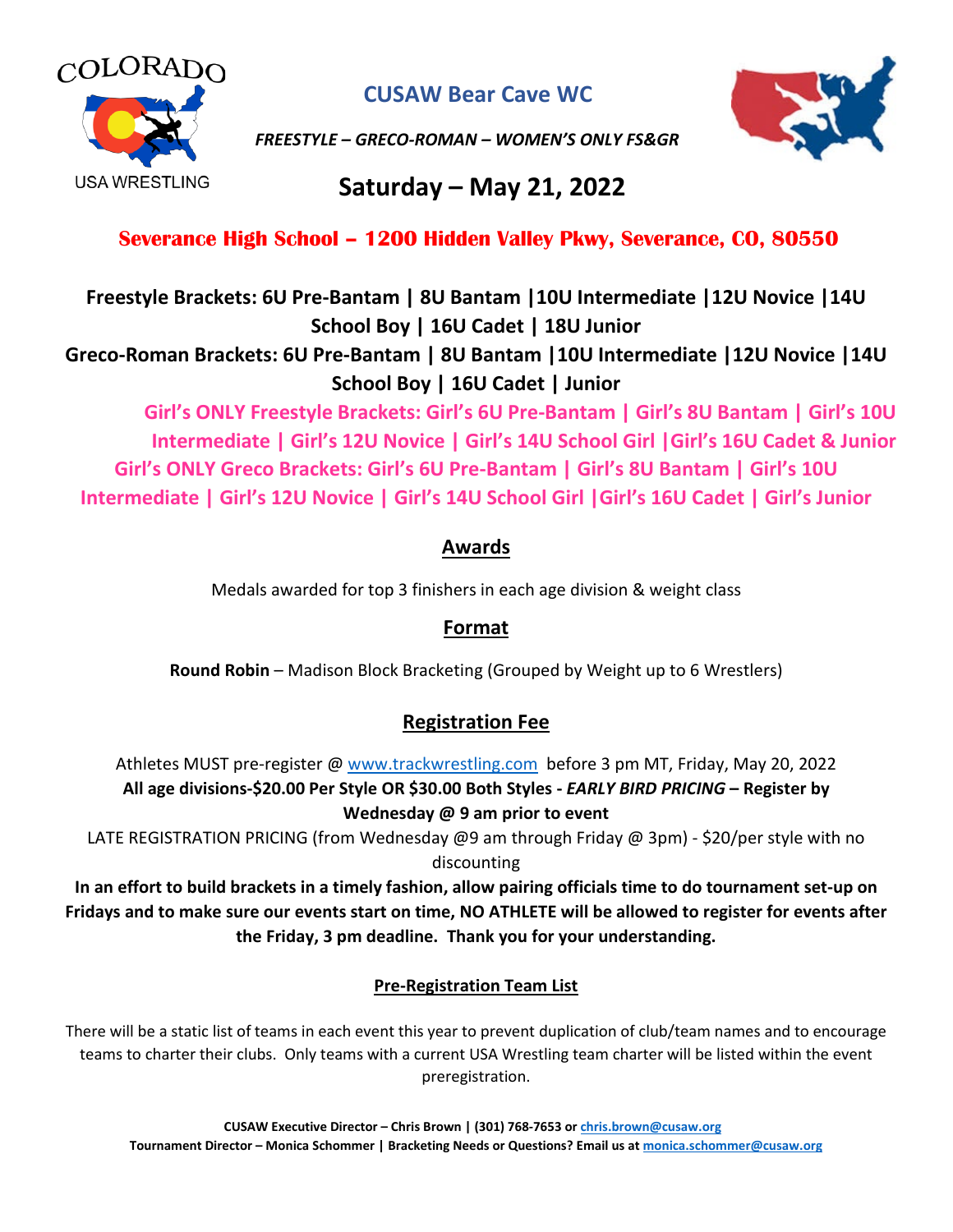COLORADO

USA WRESTLING

# CUSAW Bear Cave WC

*FREESTYLE – GRECO-ROMAN – WOMEN'S ONLY FS&GR*

## Saturday – May 21, 2022

**Severance High School – 1200 Hidden Valley Pkwy, Severance, CO, 80550**

**Freestyle Brackets: 6U Pre-Bantam | 8U Bantam |10U Intermediate |12U Novice |14U School Boy | 16U Cadet | 18U Junior**

**Greco-Roman Brackets: 6U Pre-Bantam | 8U Bantam |10U Intermediate |12U Novice |14U School Boy | 16U Cadet | Junior**

**Girl's ONLY Freestyle Brackets: Girl's 6U Pre-Bantam | Girl's 8U Bantam | Girl's 10U Intermediate | Girl's 12U Novice | Girl's 14U School Girl |Girl's 16U Cadet & Junior**

**Girl's ONLY Greco Brackets: Girl's 6U Pre-Bantam | Girl's 8U Bantam | Girl's 10U Intermediate | Girl's 12U Novice | Girl's 14U School Girl |Girl's 16U Cadet | Girl's Junior**

### Awards

Medals awarded for top 3 finishers in each age division & weight class

### Format

**Round Robin** – Madison Block Bracketing (Grouped by Weight up to 6 Wrestlers)

### Registration Fee

Athletes MUST pre-register @ www.trackwrestling.com before 3 pm MT, Friday, May 20, 2022

**All age divisions-$20.00 Per Style OR $30.00 Both Styles - *EARLY BIRD PRICING* – Register by Wednesday @ 9 am prior to event**

LATE REGISTRATION PRICING (from Wednesday @9 am through Friday @ 3pm) - $20/per style with no discounting

**In an effort to build brackets in a timely fashion, allow pairing officials time to do tournament set-up on Fridays and to make sure our events start on time, NO ATHLETE will be allowed to register for events after the Friday, 3 pm deadline. Thank you for your understanding.**

#### Pre-Registration Team List

There will be a static list of teams in each event this year to prevent duplication of club/team names and to encourage teams to charter their clubs. Only teams with a current USA Wrestling team charter will be listed within the event preregistration.

**CUSAW Executive Director – Chris Brown | (301) 768-7653 or chris.brown@cusaw.org**
**Tournament Director – Monica Schommer | Bracketing Needs or Questions? Email us at monica.schommer@cusaw.org**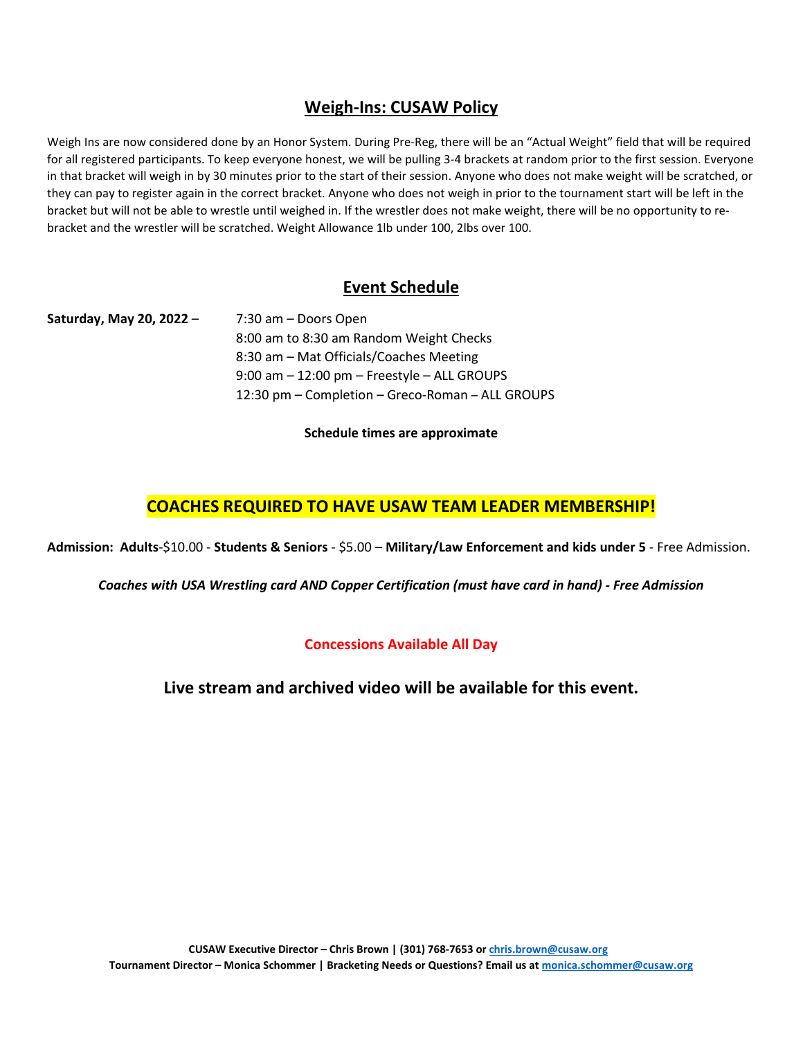## Weigh-Ins: CUSAW Policy

Weigh Ins are now considered done by an Honor System. During Pre-Reg, there will be an "Actual Weight" field that will be required for all registered participants. To keep everyone honest, we will be pulling 3-4 brackets at random prior to the first session. Everyone in that bracket will weigh in by 30 minutes prior to the start of their session. Anyone who does not make weight will be scratched, or they can pay to register again in the correct bracket. Anyone who does not weigh in prior to the tournament start will be left in the bracket but will not be able to wrestle until weighed in. If the wrestler does not make weight, there will be no opportunity to re-bracket and the wrestler will be scratched. Weight Allowance 1lb under 100, 2lbs over 100.

## Event Schedule

**Saturday, May 20, 2022** –

7:30 am – Doors Open
8:00 am to 8:30 am Random Weight Checks
8:30 am – Mat Officials/Coaches Meeting
9:00 am – 12:00 pm – Freestyle – ALL GROUPS
12:30 pm – Completion – Greco-Roman – ALL GROUPS

**Schedule times are approximate**

## COACHES REQUIRED TO HAVE USAW TEAM LEADER MEMBERSHIP!

**Admission: Adults**-$10.00 - **Students & Seniors** - $5.00 – **Military/Law Enforcement and kids under 5** - Free Admission.

***Coaches with USA Wrestling card AND Copper Certification (must have card in hand) - Free Admission***

**Concessions Available All Day**

### Live stream and archived video will be available for this event.

**CUSAW Executive Director – Chris Brown | (301) 768-7653 or chris.brown@cusaw.org**
**Tournament Director – Monica Schommer | Bracketing Needs or Questions? Email us at monica.schommer@cusaw.org**